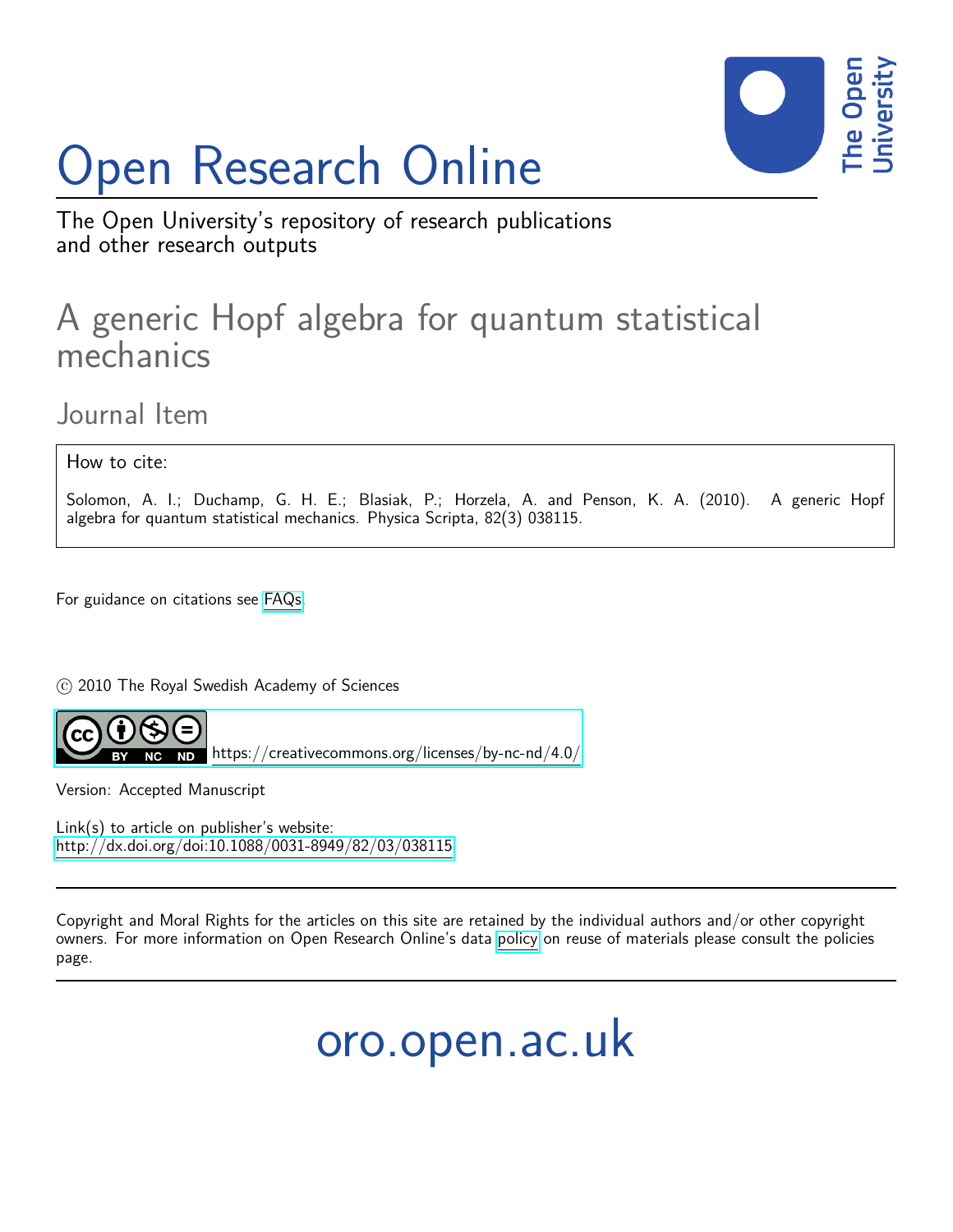# Open Research Online

The Open University's repository of research publications and other research outputs

## A generic Hopf algebra for quantum statistical mechanics

### Journal Item

How to cite:

Solomon, A. I.; Duchamp, G. H. E.; Blasiak, P.; Horzela, A. and Penson, K. A. (2010). A generic Hopf algebra for quantum statistical mechanics. Physica Scripta, 82(3) 038115.

For guidance on citations see FAQs.

© 2010 The Royal Swedish Academy of Sciences

https://creativecommons.org/licenses/by-nc-nd/4.0/

Version: Accepted Manuscript

Link(s) to article on publisher's website:
http://dx.doi.org/doi:10.1088/0031-8949/82/03/038115

Copyright and Moral Rights for the articles on this site are retained by the individual authors and/or other copyright owners. For more information on Open Research Online's data policy on reuse of materials please consult the policies page.

oro.open.ac.uk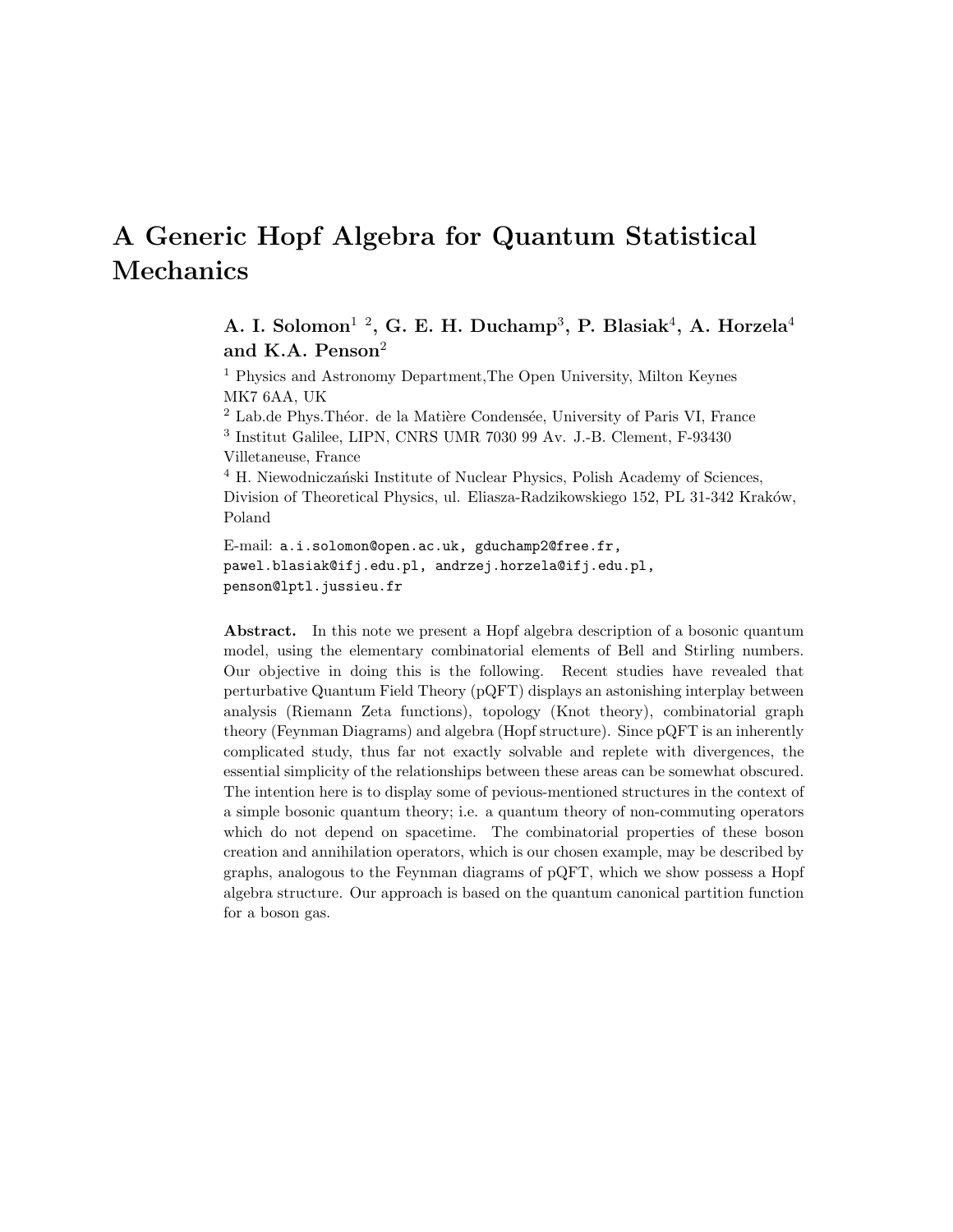# A Generic Hopf Algebra for Quantum Statistical Mechanics

**A. I. Solomon[1 2], G. E. H. Duchamp[3], P. Blasiak[4], A. Horzela[4] and K.A. Penson[2]**

[1] Physics and Astronomy Department,The Open University, Milton Keynes MK7 6AA, UK

[2] Lab.de Phys.Théor. de la Matière Condensée, University of Paris VI, France

[3] Institut Galilee, LIPN, CNRS UMR 7030 99 Av. J.-B. Clement, F-93430 Villetaneuse, France

[4] H. Niewodniczański Institute of Nuclear Physics, Polish Academy of Sciences, Division of Theoretical Physics, ul. Eliasza-Radzikowskiego 152, PL 31-342 Kraków, Poland

E-mail: `a.i.solomon@open.ac.uk, gduchamp2@free.fr, pawel.blasiak@ifj.edu.pl, andrzej.horzela@ifj.edu.pl, penson@lptl.jussieu.fr`

**Abstract.** In this note we present a Hopf algebra description of a bosonic quantum model, using the elementary combinatorial elements of Bell and Stirling numbers. Our objective in doing this is the following. Recent studies have revealed that perturbative Quantum Field Theory (pQFT) displays an astonishing interplay between analysis (Riemann Zeta functions), topology (Knot theory), combinatorial graph theory (Feynman Diagrams) and algebra (Hopf structure). Since pQFT is an inherently complicated study, thus far not exactly solvable and replete with divergences, the essential simplicity of the relationships between these areas can be somewhat obscured. The intention here is to display some of pevious-mentioned structures in the context of a simple bosonic quantum theory; i.e. a quantum theory of non-commuting operators which do not depend on spacetime. The combinatorial properties of these boson creation and annihilation operators, which is our chosen example, may be described by graphs, analogous to the Feynman diagrams of pQFT, which we show possess a Hopf algebra structure. Our approach is based on the quantum canonical partition function for a boson gas.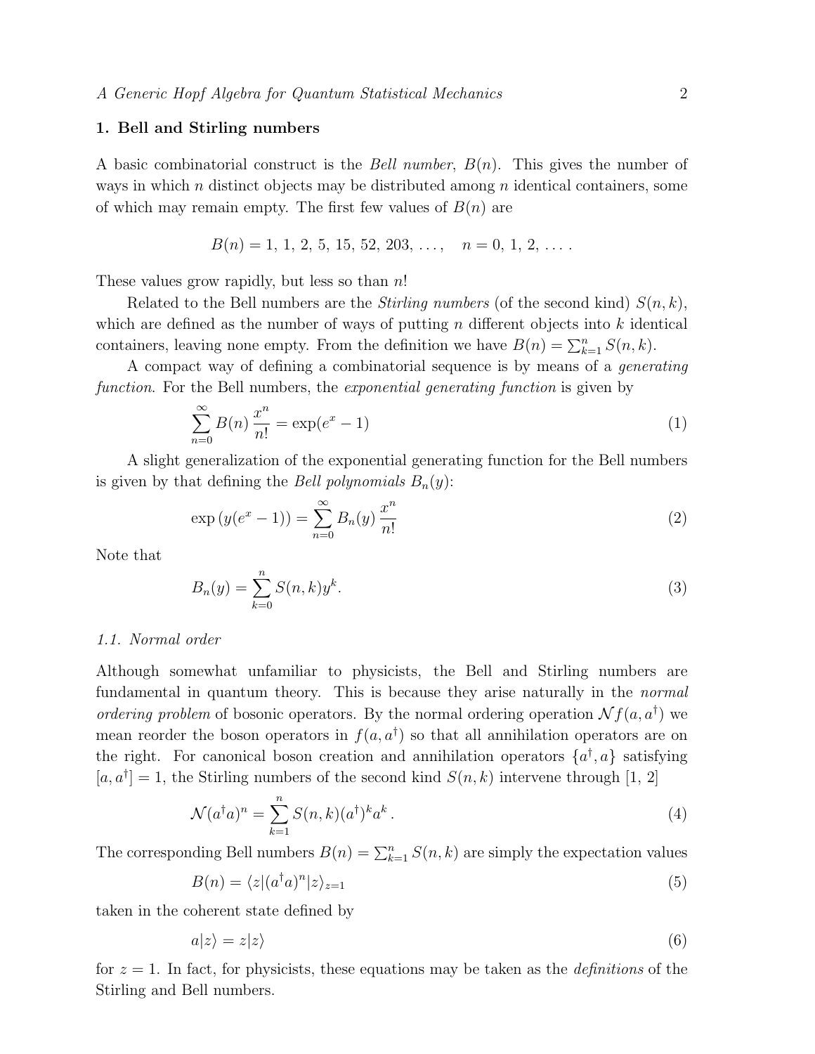## 1. Bell and Stirling numbers

A basic combinatorial construct is the *Bell number*, $B(n)$. This gives the number of ways in which $n$ distinct objects may be distributed among $n$ identical containers, some of which may remain empty. The first few values of $B(n)$ are

$$B(n) = 1,\, 1,\, 2,\, 5,\, 15,\, 52,\, 203,\, \ldots, \quad n = 0,\, 1,\, 2,\, \ldots .$$

These values grow rapidly, but less so than $n!$

Related to the Bell numbers are the *Stirling numbers* (of the second kind) $S(n, k)$, which are defined as the number of ways of putting $n$ different objects into $k$ identical containers, leaving none empty. From the definition we have $B(n) = \sum_{k=1}^{n} S(n, k)$.

A compact way of defining a combinatorial sequence is by means of a *generating function*. For the Bell numbers, the *exponential generating function* is given by

$$\sum_{n=0}^{\infty} B(n)\, \frac{x^n}{n!} = \exp(e^x - 1) \tag{1}$$

A slight generalization of the exponential generating function for the Bell numbers is given by that defining the *Bell polynomials* $B_n(y)$:

$$\exp\left(y(e^x - 1)\right) = \sum_{n=0}^{\infty} B_n(y)\, \frac{x^n}{n!} \tag{2}$$

Note that

$$B_n(y) = \sum_{k=0}^{n} S(n, k) y^k. \tag{3}$$

### 1.1. Normal order

Although somewhat unfamiliar to physicists, the Bell and Stirling numbers are fundamental in quantum theory. This is because they arise naturally in the *normal ordering problem* of bosonic operators. By the normal ordering operation $\mathcal{N} f(a, a^\dagger)$ we mean reorder the boson operators in $f(a, a^\dagger)$ so that all annihilation operators are on the right. For canonical boson creation and annihilation operators $\{a^\dagger, a\}$ satisfying $[a, a^\dagger] = 1$, the Stirling numbers of the second kind $S(n, k)$ intervene through [1, 2]

$$\mathcal{N}(a^\dagger a)^n = \sum_{k=1}^{n} S(n, k) (a^\dagger)^k a^k\,. \tag{4}$$

The corresponding Bell numbers $B(n) = \sum_{k=1}^{n} S(n, k)$ are simply the expectation values

$$B(n) = \langle z | (a^\dagger a)^n | z \rangle_{z=1} \tag{5}$$

taken in the coherent state defined by

$$a|z\rangle = z|z\rangle \tag{6}$$

for $z = 1$. In fact, for physicists, these equations may be taken as the *definitions* of the Stirling and Bell numbers.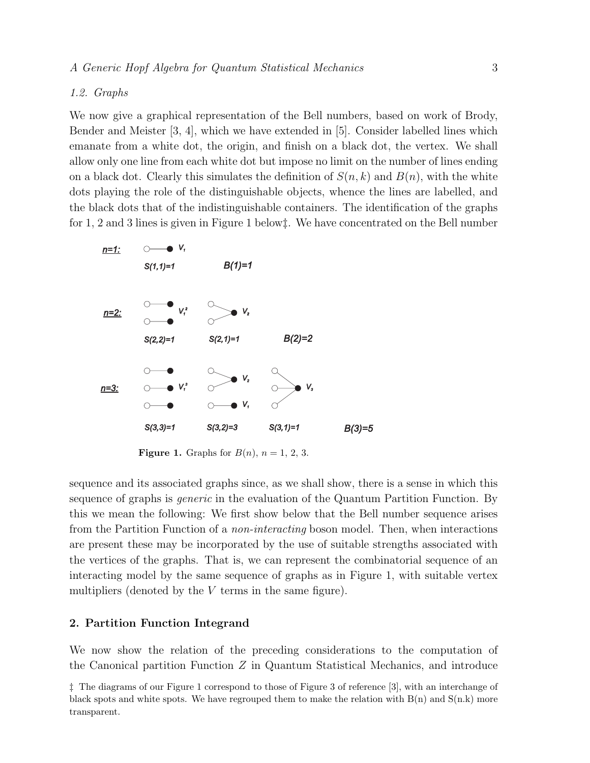*1.2. Graphs*

We now give a graphical representation of the Bell numbers, based on work of Brody, Bender and Meister [3, 4], which we have extended in [5]. Consider labelled lines which emanate from a white dot, the origin, and finish on a black dot, the vertex. We shall allow only one line from each white dot but impose no limit on the number of lines ending on a black dot. Clearly this simulates the definition of $S(n, k)$ and $B(n)$, with the white dots playing the role of the distinguishable objects, whence the lines are labelled, and the black dots that of the indistinguishable containers. The identification of the graphs for 1, 2 and 3 lines is given in Figure 1 below‡. We have concentrated on the Bell number

**Figure 1.** Graphs for $B(n)$, $n = 1, 2, 3$.

sequence and its associated graphs since, as we shall show, there is a sense in which this sequence of graphs is *generic* in the evaluation of the Quantum Partition Function. By this we mean the following: We first show below that the Bell number sequence arises from the Partition Function of a *non-interacting* boson model. Then, when interactions are present these may be incorporated by the use of suitable strengths associated with the vertices of the graphs. That is, we can represent the combinatorial sequence of an interacting model by the same sequence of graphs as in Figure 1, with suitable vertex multipliers (denoted by the $V$ terms in the same figure).

## 2. Partition Function Integrand

We now show the relation of the preceding considerations to the computation of the Canonical partition Function $Z$ in Quantum Statistical Mechanics, and introduce

‡ The diagrams of our Figure 1 correspond to those of Figure 3 of reference [3], with an interchange of black spots and white spots. We have regrouped them to make the relation with B(n) and S(n.k) more transparent.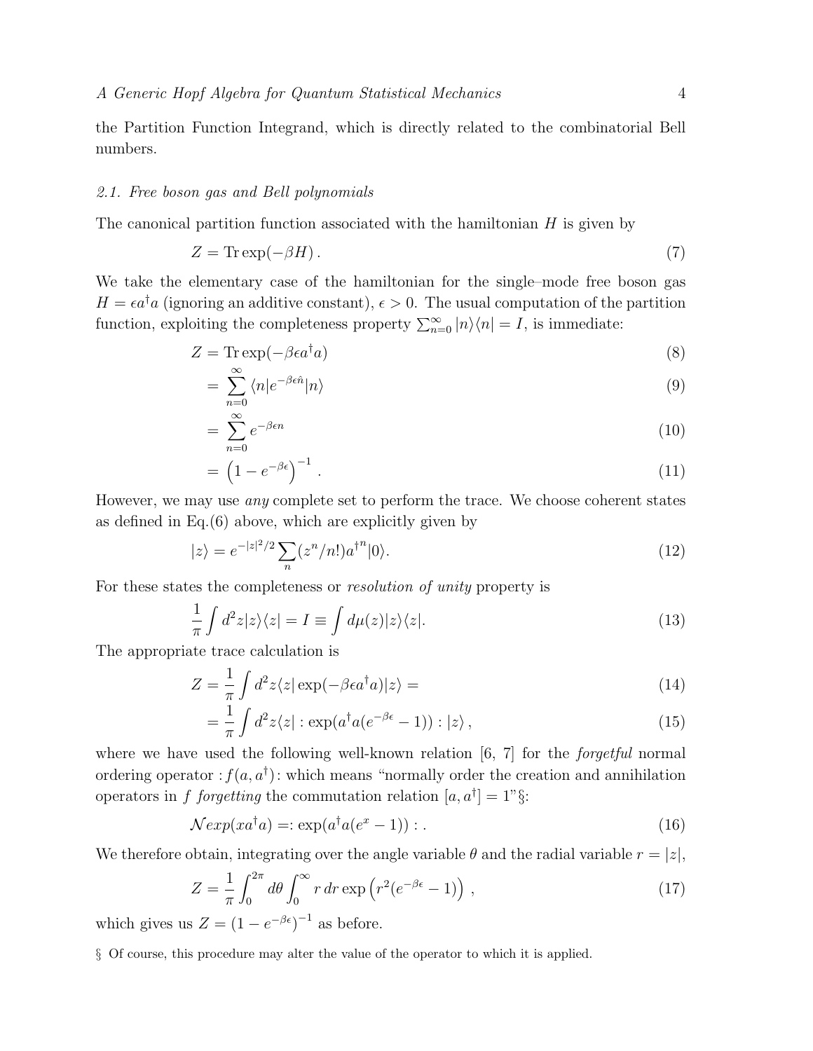the Partition Function Integrand, which is directly related to the combinatorial Bell numbers.

### 2.1. Free boson gas and Bell polynomials

The canonical partition function associated with the hamiltonian $H$ is given by

$$Z = \mathrm{Tr}\exp(-\beta H)\,. \tag{7}$$

We take the elementary case of the hamiltonian for the single–mode free boson gas $H = \epsilon a^\dagger a$ (ignoring an additive constant), $\epsilon > 0$. The usual computation of the partition function, exploiting the completeness property $\sum_{n=0}^{\infty} |n\rangle\langle n| = I$, is immediate:

$$Z = \mathrm{Tr}\exp(-\beta\epsilon a^\dagger a) \tag{8}$$

$$= \sum_{n=0}^{\infty} \langle n|e^{-\beta\epsilon\hat{n}}|n\rangle \tag{9}$$

$$= \sum_{n=0}^{\infty} e^{-\beta\epsilon n} \tag{10}$$

$$= \left(1 - e^{-\beta\epsilon}\right)^{-1}\,. \tag{11}$$

However, we may use *any* complete set to perform the trace. We choose coherent states as defined in Eq.(6) above, which are explicitly given by

$$|z\rangle = e^{-|z|^2/2}\sum_n (z^n/n!){a^\dagger}^n|0\rangle. \tag{12}$$

For these states the completeness or *resolution of unity* property is

$$\frac{1}{\pi}\int d^2z|z\rangle\langle z| = I \equiv \int d\mu(z)|z\rangle\langle z|. \tag{13}$$

The appropriate trace calculation is

$$Z = \frac{1}{\pi}\int d^2z\langle z|\exp(-\beta\epsilon a^\dagger a)|z\rangle = \tag{14}$$

$$= \frac{1}{\pi}\int d^2z\langle z| :\exp(a^\dagger a(e^{-\beta\epsilon} - 1)): |z\rangle\,, \tag{15}$$

where we have used the following well-known relation [6, 7] for the *forgetful* normal ordering operator $:f(a, a^\dagger):$ which means "normally order the creation and annihilation operators in $f$ *forgetting* the commutation relation $[a, a^\dagger] = 1$"§:

$$\mathcal{N}exp(xa^\dagger a) =: \exp(a^\dagger a(e^x - 1)) :. \tag{16}$$

We therefore obtain, integrating over the angle variable $\theta$ and the radial variable $r = |z|$,

$$Z = \frac{1}{\pi}\int_0^{2\pi} d\theta \int_0^{\infty} r\,dr\exp\left(r^2(e^{-\beta\epsilon} - 1)\right)\,, \tag{17}$$

which gives us $Z = (1 - e^{-\beta\epsilon})^{-1}$ as before.

§ Of course, this procedure may alter the value of the operator to which it is applied.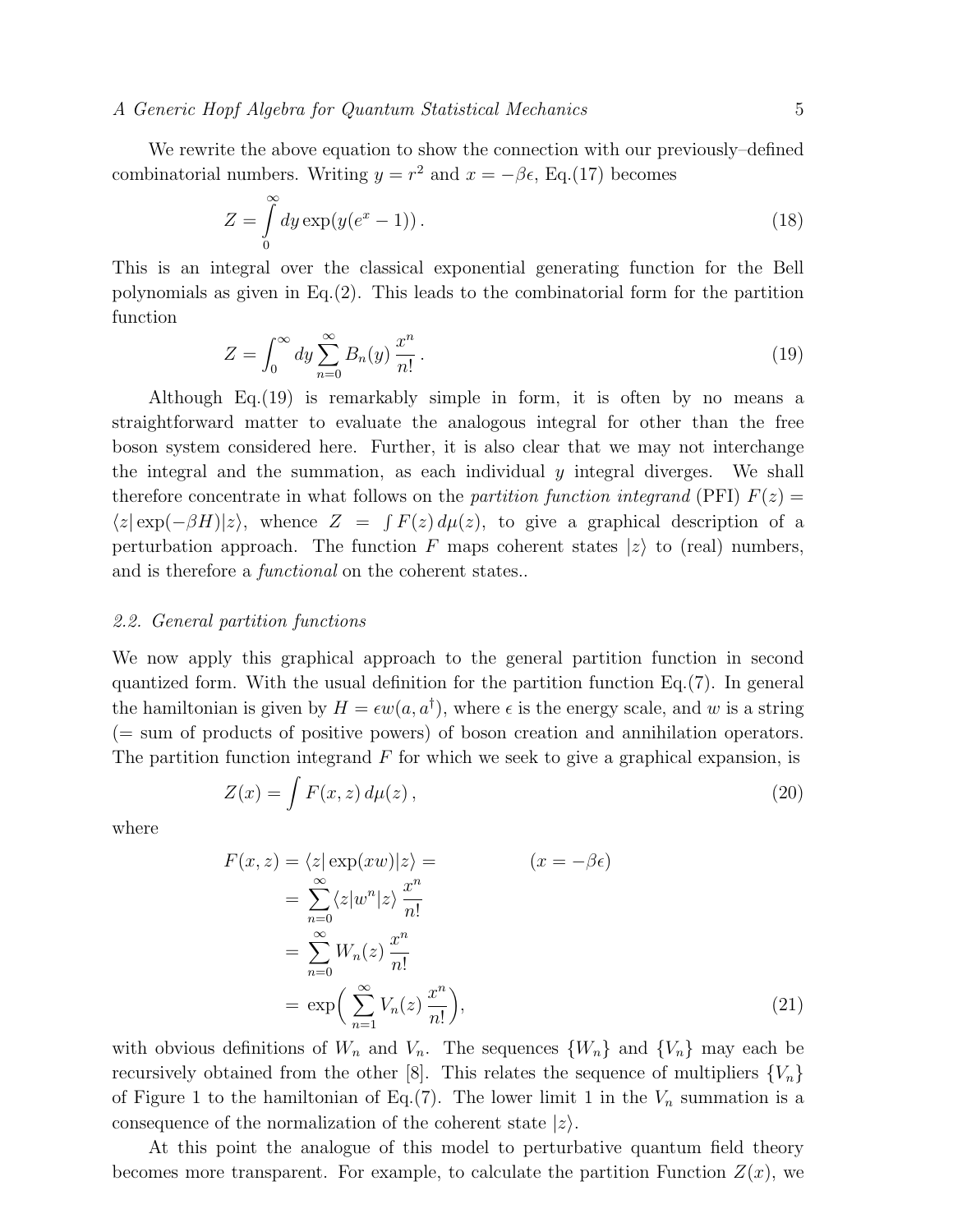We rewrite the above equation to show the connection with our previously–defined combinatorial numbers. Writing $y = r^2$ and $x = -\beta\epsilon$, Eq.(17) becomes

$$Z = \int_0^\infty dy \exp(y(e^x - 1))\,. \tag{18}$$

This is an integral over the classical exponential generating function for the Bell polynomials as given in Eq.(2). This leads to the combinatorial form for the partition function

$$Z = \int_0^\infty dy \sum_{n=0}^\infty B_n(y)\,\frac{x^n}{n!}\,. \tag{19}$$

Although Eq.(19) is remarkably simple in form, it is often by no means a straightforward matter to evaluate the analogous integral for other than the free boson system considered here. Further, it is also clear that we may not interchange the integral and the summation, as each individual $y$ integral diverges. We shall therefore concentrate in what follows on the *partition function integrand* (PFI) $F(z) = \langle z|\exp(-\beta H)|z\rangle$, whence $Z = \int F(z)\,d\mu(z)$, to give a graphical description of a perturbation approach. The function $F$ maps coherent states $|z\rangle$ to (real) numbers, and is therefore a *functional* on the coherent states..

### 2.2. General partition functions

We now apply this graphical approach to the general partition function in second quantized form. With the usual definition for the partition function Eq.(7). In general the hamiltonian is given by $H = \epsilon w(a, a^\dagger)$, where $\epsilon$ is the energy scale, and $w$ is a string (= sum of products of positive powers) of boson creation and annihilation operators. The partition function integrand $F$ for which we seek to give a graphical expansion, is

$$Z(x) = \int F(x,z)\,d\mu(z)\,, \tag{20}$$

where

$$\begin{aligned}
F(x,z) = \langle z|\exp(xw)|z\rangle = & \qquad\qquad (x = -\beta\epsilon) \\
= & \sum_{n=0}^\infty \langle z|w^n|z\rangle\,\frac{x^n}{n!} \\
= & \sum_{n=0}^\infty W_n(z)\,\frac{x^n}{n!} \\
= & \exp\Big(\sum_{n=1}^\infty V_n(z)\,\frac{x^n}{n!}\Big),
\end{aligned} \tag{21}$$

with obvious definitions of $W_n$ and $V_n$. The sequences $\{W_n\}$ and $\{V_n\}$ may each be recursively obtained from the other [8]. This relates the sequence of multipliers $\{V_n\}$ of Figure 1 to the hamiltonian of Eq.(7). The lower limit 1 in the $V_n$ summation is a consequence of the normalization of the coherent state $|z\rangle$.

At this point the analogue of this model to perturbative quantum field theory becomes more transparent. For example, to calculate the partition Function $Z(x)$, we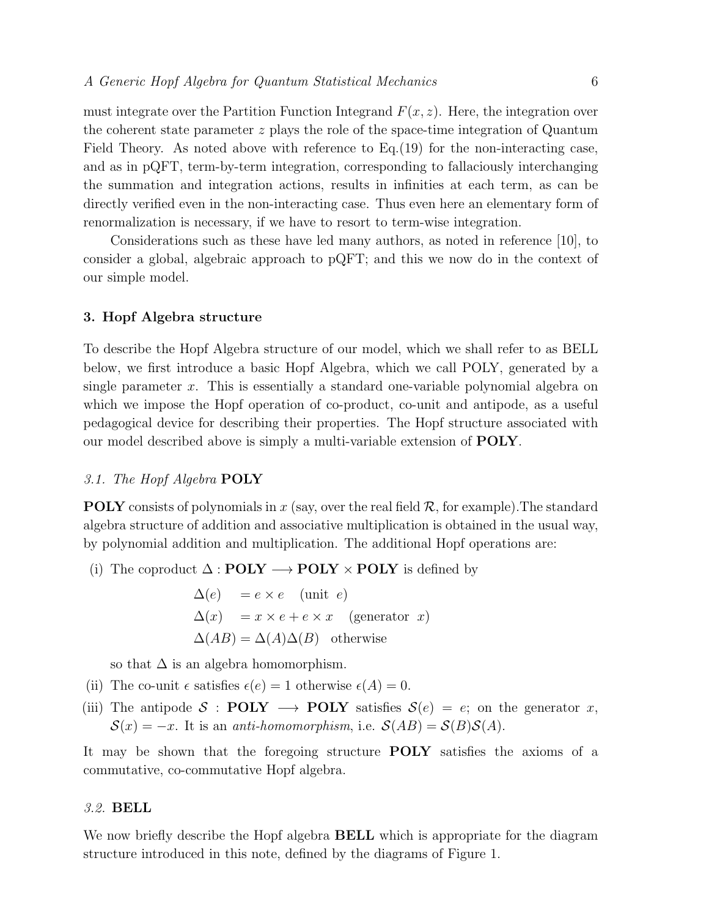must integrate over the Partition Function Integrand $F(x, z)$. Here, the integration over the coherent state parameter $z$ plays the role of the space-time integration of Quantum Field Theory. As noted above with reference to Eq.(19) for the non-interacting case, and as in pQFT, term-by-term integration, corresponding to fallaciously interchanging the summation and integration actions, results in infinities at each term, as can be directly verified even in the non-interacting case. Thus even here an elementary form of renormalization is necessary, if we have to resort to term-wise integration.

Considerations such as these have led many authors, as noted in reference [10], to consider a global, algebraic approach to pQFT; and this we now do in the context of our simple model.

## 3. Hopf Algebra structure

To describe the Hopf Algebra structure of our model, which we shall refer to as BELL below, we first introduce a basic Hopf Algebra, which we call POLY, generated by a single parameter $x$. This is essentially a standard one-variable polynomial algebra on which we impose the Hopf operation of co-product, co-unit and antipode, as a useful pedagogical device for describing their properties. The Hopf structure associated with our model described above is simply a multi-variable extension of **POLY**.

### *3.1. The Hopf Algebra* **POLY**

**POLY** consists of polynomials in $x$ (say, over the real field $\mathcal{R}$, for example).The standard algebra structure of addition and associative multiplication is obtained in the usual way, by polynomial addition and multiplication. The additional Hopf operations are:

(i) The coproduct $\Delta : \textbf{POLY} \longrightarrow \textbf{POLY} \times \textbf{POLY}$ is defined by

$$
\begin{aligned}
\Delta(e) &= e \times e \quad (\text{unit } \ e) \\
\Delta(x) &= x \times e + e \times x \quad (\text{generator } \ x) \\
\Delta(AB) &= \Delta(A)\Delta(B) \quad \text{otherwise}
\end{aligned}
$$

so that $\Delta$ is an algebra homomorphism.

(ii) The co-unit $\epsilon$ satisfies $\epsilon(e) = 1$ otherwise $\epsilon(A) = 0$.

(iii) The antipode $\mathcal{S} : \textbf{POLY} \longrightarrow \textbf{POLY}$ satisfies $\mathcal{S}(e) = e$; on the generator $x$, $\mathcal{S}(x) = -x$. It is an *anti-homomorphism*, i.e. $\mathcal{S}(AB) = \mathcal{S}(B)\mathcal{S}(A)$.

It may be shown that the foregoing structure **POLY** satisfies the axioms of a commutative, co-commutative Hopf algebra.

### *3.2.* **BELL**

We now briefly describe the Hopf algebra **BELL** which is appropriate for the diagram structure introduced in this note, defined by the diagrams of Figure 1.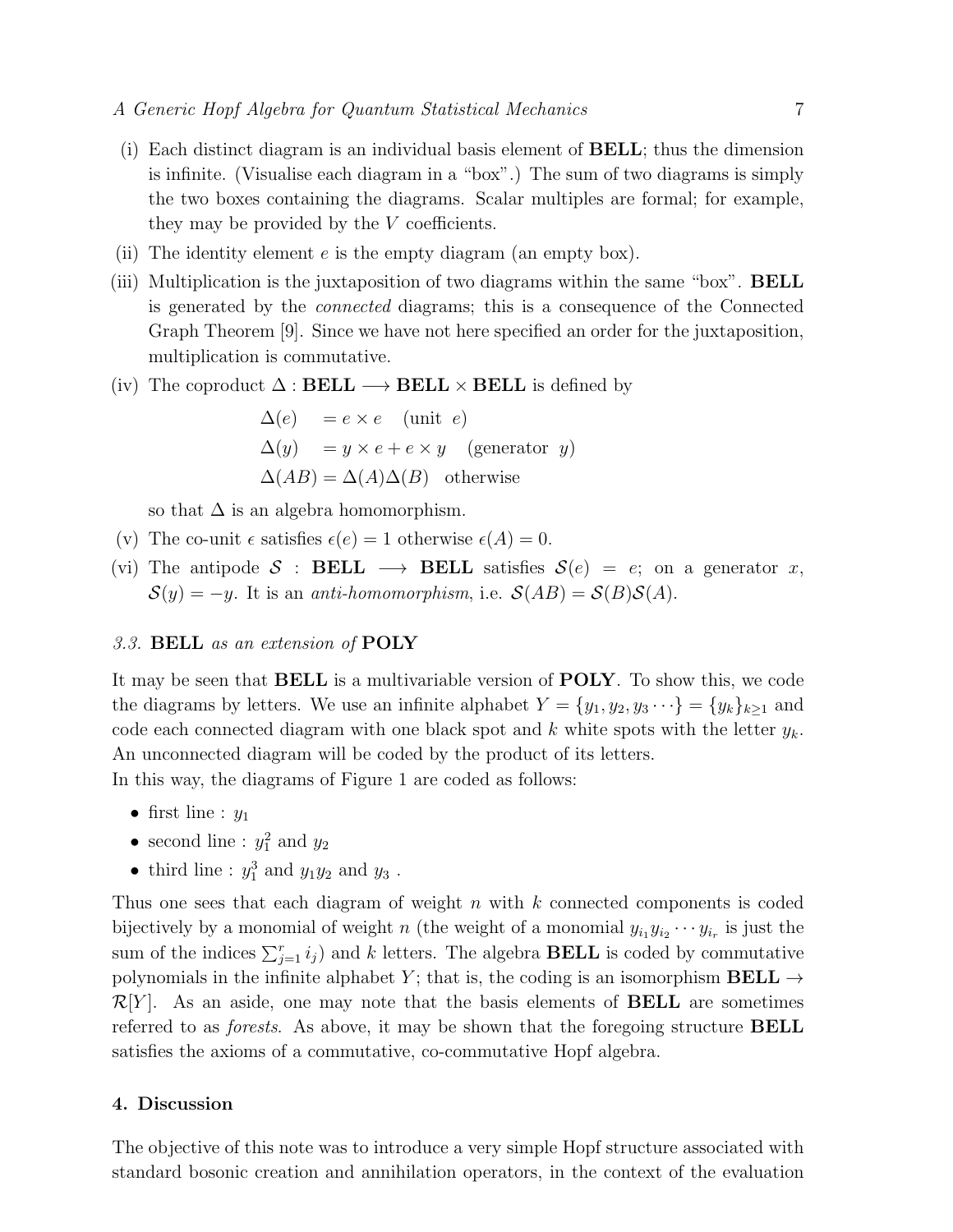(i) Each distinct diagram is an individual basis element of **BELL**; thus the dimension is infinite. (Visualise each diagram in a "box".) The sum of two diagrams is simply the two boxes containing the diagrams. Scalar multiples are formal; for example, they may be provided by the $V$ coefficients.

(ii) The identity element $e$ is the empty diagram (an empty box).

(iii) Multiplication is the juxtaposition of two diagrams within the same "box". **BELL** is generated by the *connected* diagrams; this is a consequence of the Connected Graph Theorem [9]. Since we have not here specified an order for the juxtaposition, multiplication is commutative.

(iv) The coproduct $\Delta : \mathbf{BELL} \longrightarrow \mathbf{BELL} \times \mathbf{BELL}$ is defined by

$$
\begin{aligned}
\Delta(e) &= e \times e \quad \text{(unit } e\text{)} \\
\Delta(y) &= y \times e + e \times y \quad \text{(generator } y\text{)} \\
\Delta(AB) &= \Delta(A)\Delta(B) \quad \text{otherwise}
\end{aligned}
$$

so that $\Delta$ is an algebra homomorphism.

(v) The co-unit $\epsilon$ satisfies $\epsilon(e) = 1$ otherwise $\epsilon(A) = 0$.

(vi) The antipode $\mathcal{S} : \mathbf{BELL} \longrightarrow \mathbf{BELL}$ satisfies $\mathcal{S}(e) = e$; on a generator $x$, $\mathcal{S}(y) = -y$. It is an *anti-homomorphism*, i.e. $\mathcal{S}(AB) = \mathcal{S}(B)\mathcal{S}(A)$.

### *3.3.* **BELL** *as an extension of* **POLY**

It may be seen that **BELL** is a multivariable version of **POLY**. To show this, we code the diagrams by letters. We use an infinite alphabet $Y = \{y_1, y_2, y_3 \cdots\} = \{y_k\}_{k \geq 1}$ and code each connected diagram with one black spot and $k$ white spots with the letter $y_k$. An unconnected diagram will be coded by the product of its letters.

In this way, the diagrams of Figure 1 are coded as follows:

- first line : $y_1$
- second line : $y_1^2$ and $y_2$
- third line : $y_1^3$ and $y_1 y_2$ and $y_3$ .

Thus one sees that each diagram of weight $n$ with $k$ connected components is coded bijectively by a monomial of weight $n$ (the weight of a monomial $y_{i_1} y_{i_2} \cdots y_{i_r}$ is just the sum of the indices $\sum_{j=1}^{r} i_j$) and $k$ letters. The algebra **BELL** is coded by commutative polynomials in the infinite alphabet $Y$; that is, the coding is an isomorphism $\mathbf{BELL} \rightarrow \mathcal{R}[Y]$. As an aside, one may note that the basis elements of **BELL** are sometimes referred to as *forests*. As above, it may be shown that the foregoing structure **BELL** satisfies the axioms of a commutative, co-commutative Hopf algebra.

## 4. Discussion

The objective of this note was to introduce a very simple Hopf structure associated with standard bosonic creation and annihilation operators, in the context of the evaluation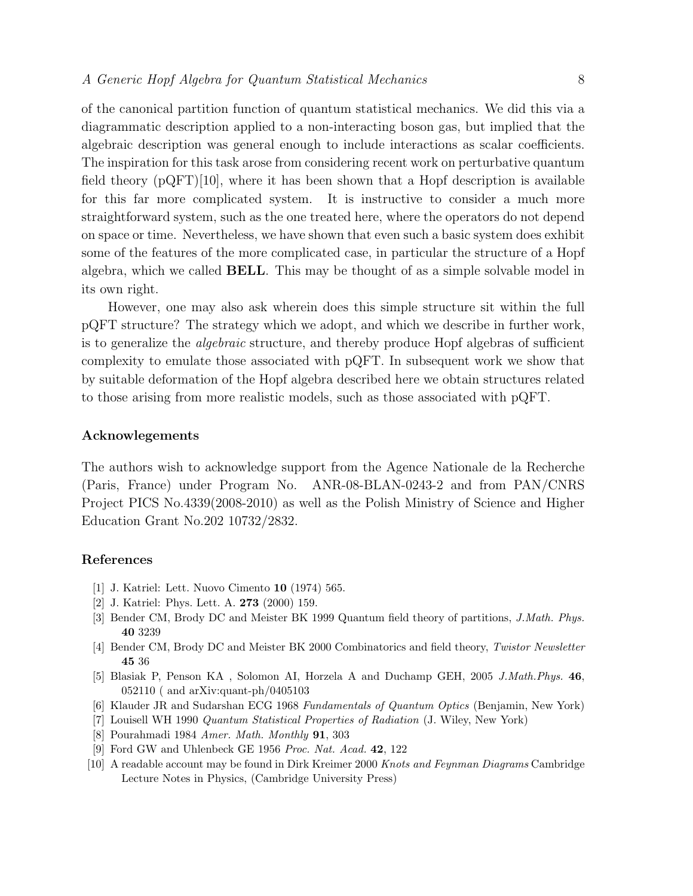of the canonical partition function of quantum statistical mechanics. We did this via a diagrammatic description applied to a non-interacting boson gas, but implied that the algebraic description was general enough to include interactions as scalar coefficients. The inspiration for this task arose from considering recent work on perturbative quantum field theory (pQFT)[10], where it has been shown that a Hopf description is available for this far more complicated system. It is instructive to consider a much more straightforward system, such as the one treated here, where the operators do not depend on space or time. Nevertheless, we have shown that even such a basic system does exhibit some of the features of the more complicated case, in particular the structure of a Hopf algebra, which we called **BELL**. This may be thought of as a simple solvable model in its own right.

However, one may also ask wherein does this simple structure sit within the full pQFT structure? The strategy which we adopt, and which we describe in further work, is to generalize the *algebraic* structure, and thereby produce Hopf algebras of sufficient complexity to emulate those associated with pQFT. In subsequent work we show that by suitable deformation of the Hopf algebra described here we obtain structures related to those arising from more realistic models, such as those associated with pQFT.

## Acknowlegements

The authors wish to acknowledge support from the Agence Nationale de la Recherche (Paris, France) under Program No. ANR-08-BLAN-0243-2 and from PAN/CNRS Project PICS No.4339(2008-2010) as well as the Polish Ministry of Science and Higher Education Grant No.202 10732/2832.

## References

[1] J. Katriel: Lett. Nuovo Cimento **10** (1974) 565.

[2] J. Katriel: Phys. Lett. A. **273** (2000) 159.

[3] Bender CM, Brody DC and Meister BK 1999 Quantum field theory of partitions, *J.Math. Phys.* **40** 3239

[4] Bender CM, Brody DC and Meister BK 2000 Combinatorics and field theory, *Twistor Newsletter* **45** 36

[5] Blasiak P, Penson KA , Solomon AI, Horzela A and Duchamp GEH, 2005 *J.Math.Phys.* **46**, 052110 ( and arXiv:quant-ph/0405103

[6] Klauder JR and Sudarshan ECG 1968 *Fundamentals of Quantum Optics* (Benjamin, New York)

[7] Louisell WH 1990 *Quantum Statistical Properties of Radiation* (J. Wiley, New York)

[8] Pourahmadi 1984 *Amer. Math. Monthly* **91**, 303

[9] Ford GW and Uhlenbeck GE 1956 *Proc. Nat. Acad.* **42**, 122

[10] A readable account may be found in Dirk Kreimer 2000 *Knots and Feynman Diagrams* Cambridge Lecture Notes in Physics, (Cambridge University Press)